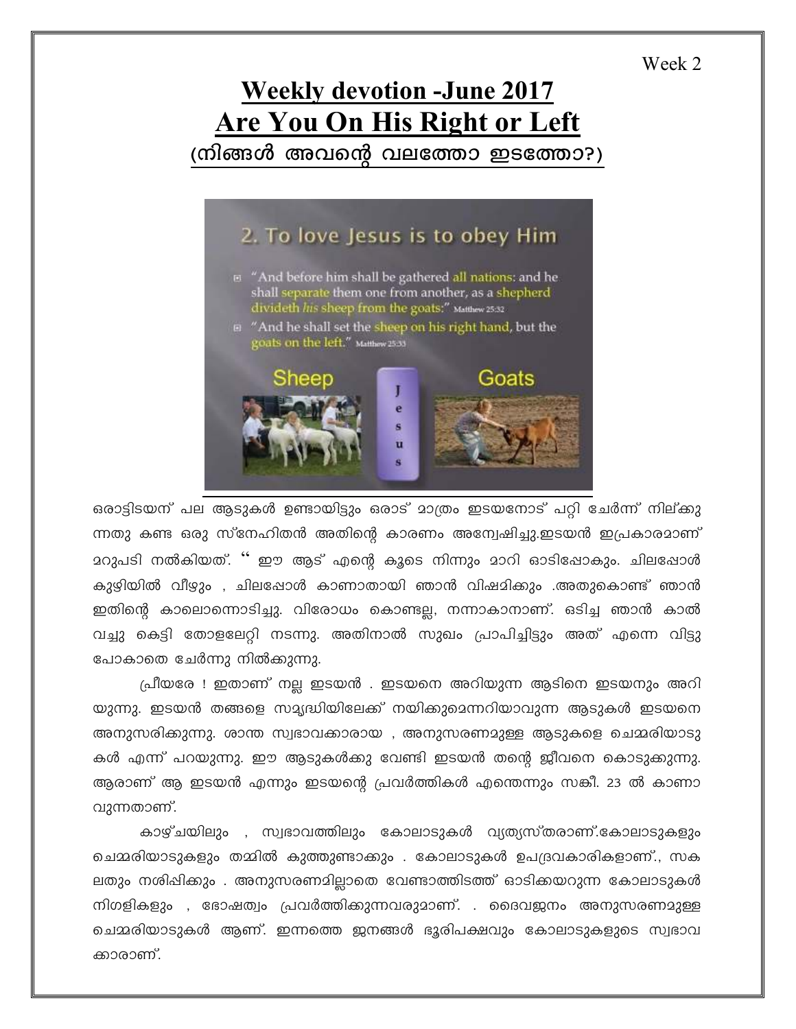Week 2

# Weekly devotion -June 2017
# Are You On His Right or Left
## (നിങ്ങൾ അവന്റെ വലത്തോ ഇടത്തോ?)

ഒരാട്ടിടയന് പല ആടുകൾ ഉണ്ടായിട്ടും ഒരാട് മാത്രം ഇടയനോട് പറ്റി ചേർന്ന് നില്ക്കുന്നതു കണ്ട ഒരു സ്നേഹിതൻ അതിന്റെ കാരണം അന്വേഷിച്ചു.ഇടയൻ ഇപ്രകാരമാണ് മറുപടി നൽകിയത്. " ഈ ആട് എന്റെ കൂടെ നിന്നും മാറി ഓടിപ്പോകും. ചിലപ്പോൾ കുഴിയിൽ വീഴും , ചിലപ്പോൾ കാണാതായി ഞാൻ വിഷമിക്കും .അതുകൊണ്ട് ഞാൻ ഇതിന്റെ കാലൊന്നൊടിച്ചു. വിരോധം കൊണ്ടല്ല, നന്നാകാനാണ്. ഒടിച്ച ഞാൻ കാൽ വച്ചു കെട്ടി തോളലേറ്റി നടന്നു. അതിനാൽ സുഖം പ്രാപിച്ചിട്ടും അത് എന്നെ വിട്ടു പോകാതെ ചേർന്നു നിൽക്കുന്നു.

പ്രിയരേ ! ഇതാണ് നല്ല ഇടയൻ . ഇടയനെ അറിയുന്ന ആടിനെ ഇടയനും അറിയുന്നു. ഇടയൻ തങ്ങളെ സമൃദ്ധിയിലേക്ക് നയിക്കുമെന്നറിയാവുന്ന ആടുകൾ ഇടയനെ അനുസരിക്കുന്നു. ശാന്ത സ്വഭാവക്കാരായ , അനുസരണമുള്ള ആടുകളെ ചെമ്മരിയാടുകൾ എന്ന് പറയുന്നു. ഈ ആടുകൾക്കു വേണ്ടി ഇടയൻ തന്റെ ജീവനെ കൊടുക്കുന്നു. ആരാണ് ആ ഇടയൻ എന്നും ഇടയന്റെ പ്രവർത്തികൾ എന്തെന്നും സങ്കീ. 23 ൽ കാണാവുന്നതാണ്.

കാഴ്ചയിലും , സ്വഭാവത്തിലും കോലാടുകൾ വ്യത്യസ്തരാണ്.കോലാടുകളും ചെമ്മരിയാടുകളും തമ്മിൽ കുത്തുണ്ടാക്കും . കോലാടുകൾ ഉപദ്രവകാരികളാണ്., സകലതും നശിപ്പിക്കും . അനുസരണമില്ലാതെ വേണ്ടാത്തിടത്ത് ഓടിക്കയറുന്ന കോലാടുകൾ നിഗളികളും , ഭോഷത്വം പ്രവർത്തിക്കുന്നവരുമാണ്. . ദൈവജനം അനുസരണമുള്ള ചെമ്മരിയാടുകൾ ആണ്. ഇന്നത്തെ ജനങ്ങൾ ഭൂരിപക്ഷവും കോലാടുകളുടെ സ്വഭാവക്കാരാണ്.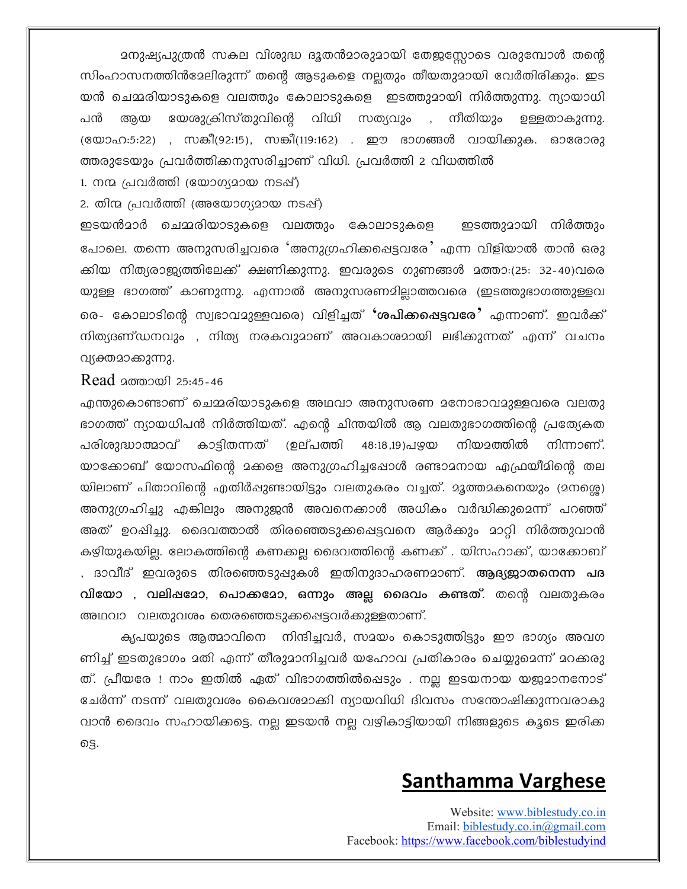മനുഷ്യപുത്രൻ സകല വിശുദ്ധ ദൂതൻമാരുമായി തേജസ്സോടെ വരുമ്പോൾ തന്റെ സിംഹാസനത്തിൻമേലിരുന്ന് തന്റെ ആടുകളെ നല്ലതും തീയതുമായി വേർതിരിക്കും. ഇടയൻ ചെമ്മരിയാടുകളെ വലത്തും കോലാടുകളെ ഇടത്തുമായി നിർത്തുന്നു. ന്യായാധിപൻ ആയ യേശുക്രിസ്തുവിന്റെ വിധി സത്യവും , നീതിയും ഉള്ളതാകുന്നു. (യോഹ:5:22) , സങ്കീ(92:15), സങ്കീ(119:162) . ഈ ഭാഗങ്ങൾ വായിക്കുക. ഓരോരുത്തരുടേയും പ്രവർത്തിക്കനുസരിച്ചാണ് വിധി. പ്രവർത്തി 2 വിധത്തിൽ

1. നന്മ പ്രവർത്തി (യോഗ്യമായ നടപ്പ്)
2. തിന്മ പ്രവർത്തി (അയോഗ്യമായ നടപ്പ്)

ഇടയൻമാർ ചെമ്മരിയാടുകളെ വലത്തും കോലാടുകളെ ഇടത്തുമായി നിർത്തും പോലെ. തന്നെ അനുസരിച്ചവരെ **'അനുഗ്രഹിക്കപ്പെട്ടവരേ'** എന്ന വിളിയാൽ താൻ ഒരുക്കിയ നിത്യരാജ്യത്തിലേക്ക് ക്ഷണിക്കുന്നു. ഇവരുടെ ഗുണങ്ങൾ മത്താ:(25: 32-40)വരെയുള്ള ഭാഗത്ത് കാണുന്നു. എന്നാൽ അനുസരണമില്ലാത്തവരെ (ഇടത്തുഭാഗത്തുള്ളവരെ- കോലാടിന്റെ സ്വഭാവമുള്ളവരെ) വിളിച്ചത് **'ശപിക്കപ്പെട്ടവരേ'** എന്നാണ്. ഇവർക്ക് നിത്യദണ്ഡനവും , നിത്യ നരകവുമാണ് അവകാശമായി ലഭിക്കുന്നത് എന്ന് വചനം വ്യക്തമാക്കുന്നു.

Read മത്തായി 25:45-46

എന്തുകൊണ്ടാണ് ചെമ്മരിയാടുകളെ അഥവാ അനുസരണ മനോഭാവമുള്ളവരെ വലതുഭാഗത്ത് ന്യായധിപൻ നിർത്തിയത്. എന്റെ ചിന്തയിൽ ആ വലതുഭാഗത്തിന്റെ പ്രത്യേകത പരിശുദ്ധാത്മാവ് കാട്ടിതന്നത് (ഉല്പത്തി 48:18,19)പഴയ നിയമത്തിൽ നിന്നാണ്. യാക്കോബ് യോസഫിന്റെ മക്കളെ അനുഗ്രഹിച്ചപ്പോൾ രണ്ടാമനായ എഫ്രയീമിന്റെ തലയിലാണ് പിതാവിന്റെ എതിർപ്പുണ്ടായിട്ടും വലതുകരം വച്ചത്. മൂത്തമകനെയും (മനശ്ശെ) അനുഗ്രഹിച്ചു എങ്കിലും അനുജൻ അവനെക്കാൾ അധികം വർദ്ധിക്കുമെന്ന് പറഞ്ഞ് അത് ഉറപ്പിച്ചു. ദൈവത്താൽ തിരഞ്ഞെടുക്കപ്പെട്ടവനെ ആർക്കും മാറ്റി നിർത്തുവാൻ കഴിയുകയില്ല. ലോകത്തിന്റെ കണക്കല്ല ദൈവത്തിന്റെ കണക്ക് . യിസഹാക്ക്, യാക്കോബ് , ദാവീദ് ഇവരുടെ തിരഞ്ഞെടുപ്പുകൾ ഇതിനുദാഹരണമാണ്. **ആദ്യജാതനെന്ന പദവിയോ , വലിപ്പമോ, പൊക്കമോ, ഒന്നും അല്ല ദൈവം കണ്ടത്.** തന്റെ വലതുകരം അഥവാ വലതുവശം തെരഞ്ഞെടുക്കപ്പെട്ടവർക്കുള്ളതാണ്.

കൃപയുടെ ആത്മാവിനെ നിന്ദിച്ചവർ, സമയം കൊടുത്തിട്ടും ഈ ഭാഗ്യം അവഗണിച്ച് ഇടതുഭാഗം മതി എന്ന് തീരുമാനിച്ചവർ യഹോവ പ്രതികാരം ചെയ്യുമെന്ന് മറക്കരുത്. പ്രീയരേ ! നാം ഇതിൽ ഏത് വിഭാഗത്തിൽപ്പെടും . നല്ല ഇടയനായ യജമാനനോട് ചേർന്ന് നടന്ന് വലതുവശം കൈവശമാക്കി ന്യായവിധി ദിവസം സന്തോഷിക്കുന്നവരാകുവാൻ ദൈവം സഹായിക്കട്ടെ. നല്ല ഇടയൻ നല്ല വഴികാട്ടിയായി നിങ്ങളുടെ കൂടെ ഇരിക്കട്ടെ.

**Santhamma Varghese**

Website: www.biblestudy.co.in
Email: biblestudy.co.in@gmail.com
Facebook: https://www.facebook.com/biblestudyind